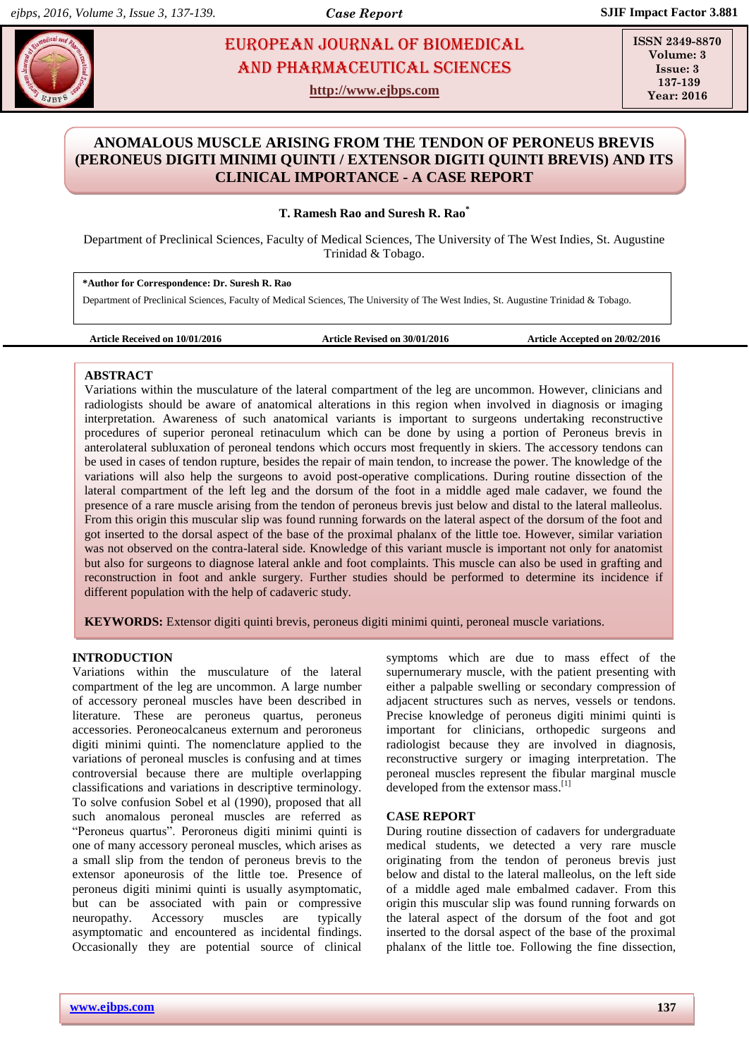# ANOMALOUS MUSCLE ARISING FROM THE TENDON OF PERONEUS BREVIS (PERONEUS DIGITI MINIMI QUINTI / EXTENSOR DIGITI QUINTI BREVIS) AND ITS CLINICAL IMPORTANCE - A CASE REPORT

**T. Ramesh Rao and Suresh R. Rao***

Department of Preclinical Sciences, Faculty of Medical Sciences, The University of The West Indies, St. Augustine Trinidad & Tobago.

**\*Author for Correspondence: Dr. Suresh R. Rao**

Department of Preclinical Sciences, Faculty of Medical Sciences, The University of The West Indies, St. Augustine Trinidad & Tobago.

**Article Received on 10/01/2016** **Article Revised on 30/01/2016** **Article Accepted on 20/02/2016**

## ABSTRACT

Variations within the musculature of the lateral compartment of the leg are uncommon. However, clinicians and radiologists should be aware of anatomical alterations in this region when involved in diagnosis or imaging interpretation. Awareness of such anatomical variants is important to surgeons undertaking reconstructive procedures of superior peroneal retinaculum which can be done by using a portion of Peroneus brevis in anterolateral subluxation of peroneal tendons which occurs most frequently in skiers. The accessory tendons can be used in cases of tendon rupture, besides the repair of main tendon, to increase the power. The knowledge of the variations will also help the surgeons to avoid post-operative complications. During routine dissection of the lateral compartment of the left leg and the dorsum of the foot in a middle aged male cadaver, we found the presence of a rare muscle arising from the tendon of peroneus brevis just below and distal to the lateral malleolus. From this origin this muscular slip was found running forwards on the lateral aspect of the dorsum of the foot and got inserted to the dorsal aspect of the base of the proximal phalanx of the little toe. However, similar variation was not observed on the contra-lateral side. Knowledge of this variant muscle is important not only for anatomist but also for surgeons to diagnose lateral ankle and foot complaints. This muscle can also be used in grafting and reconstruction in foot and ankle surgery. Further studies should be performed to determine its incidence if different population with the help of cadaveric study.

**KEYWORDS:** Extensor digiti quinti brevis, peroneus digiti minimi quinti, peroneal muscle variations.

## INTRODUCTION

Variations within the musculature of the lateral compartment of the leg are uncommon. A large number of accessory peroneal muscles have been described in literature. These are peroneus quartus, peroneus accessories. Peroneocalcaneus externum and peroroneus digiti minimi quinti. The nomenclature applied to the variations of peroneal muscles is confusing and at times controversial because there are multiple overlapping classifications and variations in descriptive terminology. To solve confusion Sobel et al (1990), proposed that all such anomalous peroneal muscles are referred as "Peroneus quartus". Peroroneus digiti minimi quinti is one of many accessory peroneal muscles, which arises as a small slip from the tendon of peroneus brevis to the extensor aponeurosis of the little toe. Presence of peroneus digiti minimi quinti is usually asymptomatic, but can be associated with pain or compressive neuropathy. Accessory muscles are typically asymptomatic and encountered as incidental findings. Occasionally they are potential source of clinical symptoms which are due to mass effect of the supernumerary muscle, with the patient presenting with either a palpable swelling or secondary compression of adjacent structures such as nerves, vessels or tendons. Precise knowledge of peroneus digiti minimi quinti is important for clinicians, orthopedic surgeons and radiologist because they are involved in diagnosis, reconstructive surgery or imaging interpretation. The peroneal muscles represent the fibular marginal muscle developed from the extensor mass.[1]

## CASE REPORT

During routine dissection of cadavers for undergraduate medical students, we detected a very rare muscle originating from the tendon of peroneus brevis just below and distal to the lateral malleolus, on the left side of a middle aged male embalmed cadaver. From this origin this muscular slip was found running forwards on the lateral aspect of the dorsum of the foot and got inserted to the dorsal aspect of the base of the proximal phalanx of the little toe. Following the fine dissection,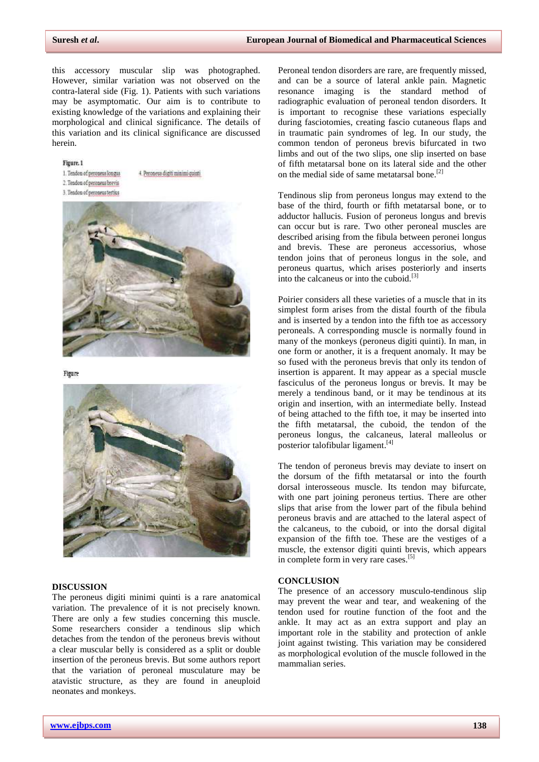this accessory muscular slip was photographed. However, similar variation was not observed on the contra-lateral side (Fig. 1). Patients with such variations may be asymptomatic. Our aim is to contribute to existing knowledge of the variations and explaining their morphological and clinical significance. The details of this variation and its clinical significance are discussed herein.

Figure. 1

1. Tendon of peroneus longus
2. Tendon of peroneus brevis
3. Tendon of peroneus tertius
4. Peroneus digiti minimi quinti

Figure

## DISCUSSION

The peroneus digiti minimi quinti is a rare anatomical variation. The prevalence of it is not precisely known. There are only a few studies concerning this muscle. Some researchers consider a tendinous slip which detaches from the tendon of the peroneus brevis without a clear muscular belly is considered as a split or double insertion of the peroneus brevis. But some authors report that the variation of peroneal musculature may be atavistic structure, as they are found in aneuploid neonates and monkeys.

Peroneal tendon disorders are rare, are frequently missed, and can be a source of lateral ankle pain. Magnetic resonance imaging is the standard method of radiographic evaluation of peroneal tendon disorders. It is important to recognise these variations especially during fasciotomies, creating fascio cutaneous flaps and in traumatic pain syndromes of leg. In our study, the common tendon of peroneus brevis bifurcated in two limbs and out of the two slips, one slip inserted on base of fifth metatarsal bone on its lateral side and the other on the medial side of same metatarsal bone.[2]

Tendinous slip from peroneus longus may extend to the base of the third, fourth or fifth metatarsal bone, or to adductor hallucis. Fusion of peroneus longus and brevis can occur but is rare. Two other peroneal muscles are described arising from the fibula between peronei longus and brevis. These are peroneus accessorius, whose tendon joins that of peroneus longus in the sole, and peroneus quartus, which arises posteriorly and inserts into the calcaneus or into the cuboid.[3]

Poirier considers all these varieties of a muscle that in its simplest form arises from the distal fourth of the fibula and is inserted by a tendon into the fifth toe as accessory peroneals. A corresponding muscle is normally found in many of the monkeys (peroneus digiti quinti). In man, in one form or another, it is a frequent anomaly. It may be so fused with the peroneus brevis that only its tendon of insertion is apparent. It may appear as a special muscle fasciculus of the peroneus longus or brevis. It may be merely a tendinous band, or it may be tendinous at its origin and insertion, with an intermediate belly. Instead of being attached to the fifth toe, it may be inserted into the fifth metatarsal, the cuboid, the tendon of the peroneus longus, the calcaneus, lateral malleolus or posterior talofibular ligament.[4]

The tendon of peroneus brevis may deviate to insert on the dorsum of the fifth metatarsal or into the fourth dorsal interosseous muscle. Its tendon may bifurcate, with one part joining peroneus tertius. There are other slips that arise from the lower part of the fibula behind peroneus bravis and are attached to the lateral aspect of the calcaneus, to the cuboid, or into the dorsal digital expansion of the fifth toe. These are the vestiges of a muscle, the extensor digiti quinti brevis, which appears in complete form in very rare cases.[5]

## CONCLUSION

The presence of an accessory musculo-tendinous slip may prevent the wear and tear, and weakening of the tendon used for routine function of the foot and the ankle. It may act as an extra support and play an important role in the stability and protection of ankle joint against twisting. This variation may be considered as morphological evolution of the muscle followed in the mammalian series.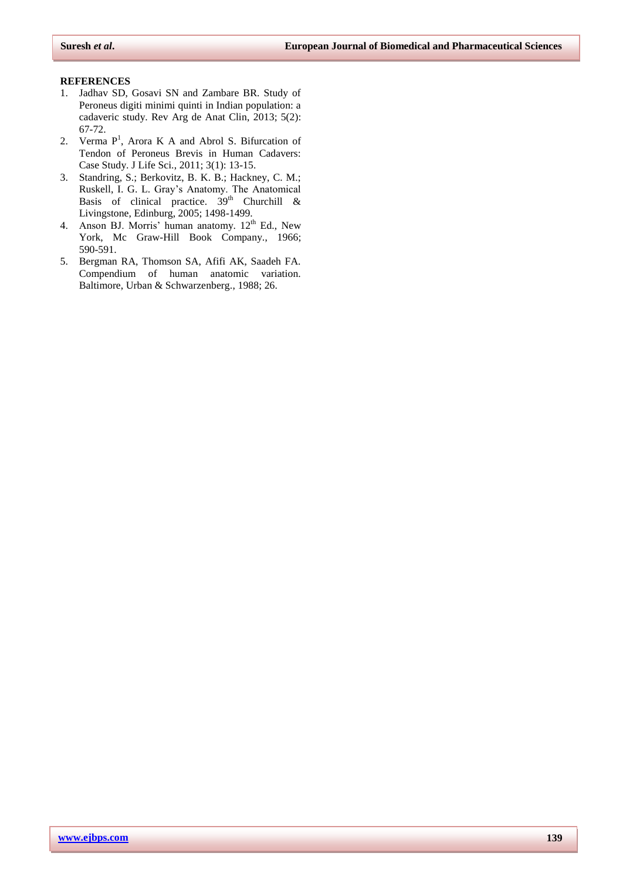## REFERENCES

1. Jadhav SD, Gosavi SN and Zambare BR. Study of Peroneus digiti minimi quinti in Indian population: a cadaveric study. Rev Arg de Anat Clin, 2013; 5(2): 67-72.
2. Verma P[1], Arora K A and Abrol S. Bifurcation of Tendon of Peroneus Brevis in Human Cadavers: Case Study. J Life Sci., 2011; 3(1): 13-15.
3. Standring, S.; Berkovitz, B. K. B.; Hackney, C. M.; Ruskell, I. G. L. Gray's Anatomy. The Anatomical Basis of clinical practice. 39$^{th}$ Churchill & Livingstone, Edinburg, 2005; 1498-1499.
4. Anson BJ. Morris' human anatomy. 12$^{th}$ Ed., New York, Mc Graw-Hill Book Company., 1966; 590-591.
5. Bergman RA, Thomson SA, Afifi AK, Saadeh FA. Compendium of human anatomic variation. Baltimore, Urban & Schwarzenberg., 1988; 26.